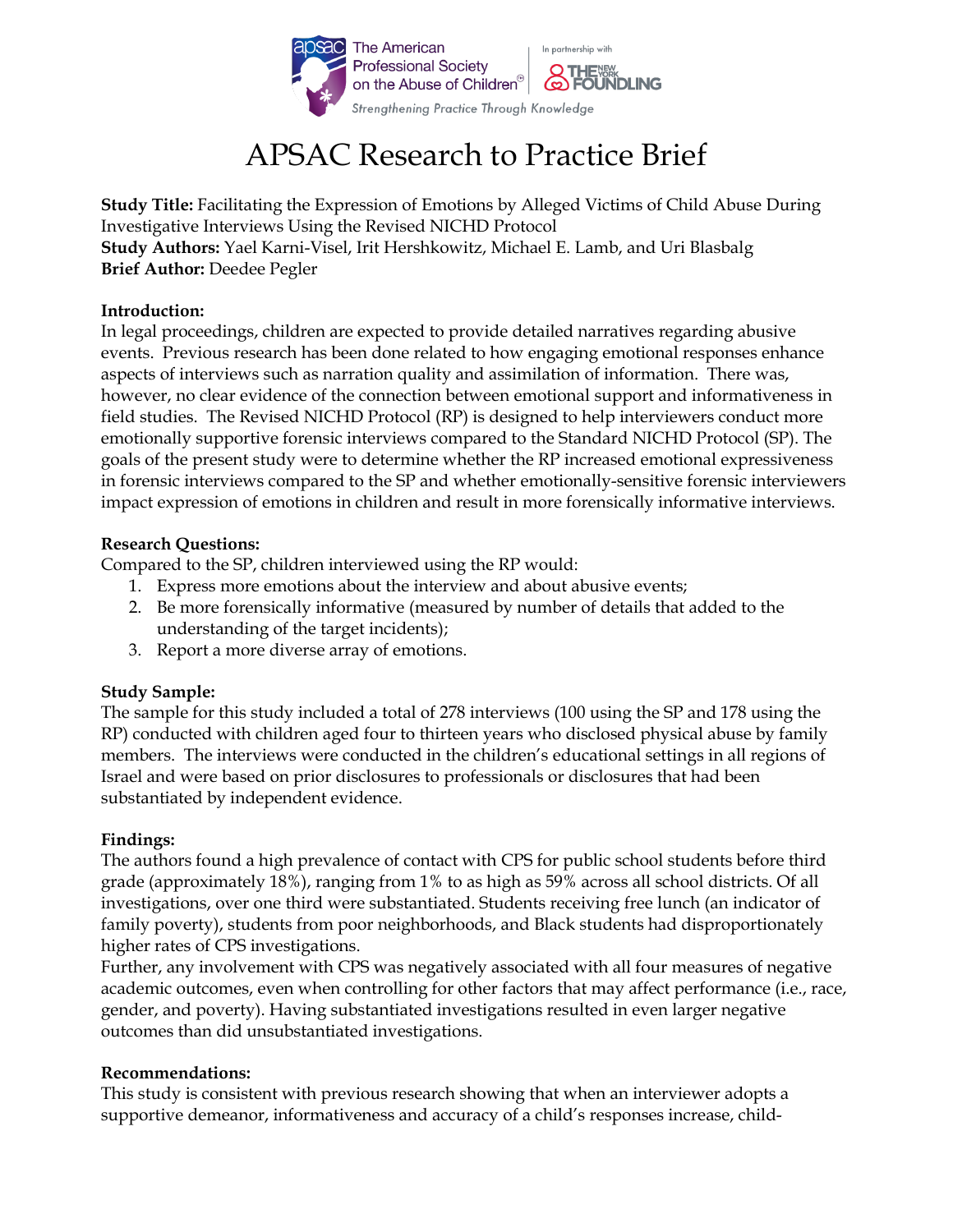# APSAC Research to Practice Brief

**Study Title:** Facilitating the Expression of Emotions by Alleged Victims of Child Abuse During Investigative Interviews Using the Revised NICHD Protocol
**Study Authors:** Yael Karni-Visel, Irit Hershkowitz, Michael E. Lamb, and Uri Blasbalg
**Brief Author:** Deedee Pegler

**Introduction:**
In legal proceedings, children are expected to provide detailed narratives regarding abusive events. Previous research has been done related to how engaging emotional responses enhance aspects of interviews such as narration quality and assimilation of information. There was, however, no clear evidence of the connection between emotional support and informativeness in field studies. The Revised NICHD Protocol (RP) is designed to help interviewers conduct more emotionally supportive forensic interviews compared to the Standard NICHD Protocol (SP). The goals of the present study were to determine whether the RP increased emotional expressiveness in forensic interviews compared to the SP and whether emotionally-sensitive forensic interviewers impact expression of emotions in children and result in more forensically informative interviews.

**Research Questions:**
Compared to the SP, children interviewed using the RP would:

1. Express more emotions about the interview and about abusive events;
2. Be more forensically informative (measured by number of details that added to the understanding of the target incidents);
3. Report a more diverse array of emotions.

**Study Sample:**
The sample for this study included a total of 278 interviews (100 using the SP and 178 using the RP) conducted with children aged four to thirteen years who disclosed physical abuse by family members. The interviews were conducted in the children's educational settings in all regions of Israel and were based on prior disclosures to professionals or disclosures that had been substantiated by independent evidence.

**Findings:**
The authors found a high prevalence of contact with CPS for public school students before third grade (approximately 18%), ranging from 1% to as high as 59% across all school districts. Of all investigations, over one third were substantiated. Students receiving free lunch (an indicator of family poverty), students from poor neighborhoods, and Black students had disproportionately higher rates of CPS investigations.
Further, any involvement with CPS was negatively associated with all four measures of negative academic outcomes, even when controlling for other factors that may affect performance (i.e., race, gender, and poverty). Having substantiated investigations resulted in even larger negative outcomes than did unsubstantiated investigations.

**Recommendations:**
This study is consistent with previous research showing that when an interviewer adopts a supportive demeanor, informativeness and accuracy of a child's responses increase, child-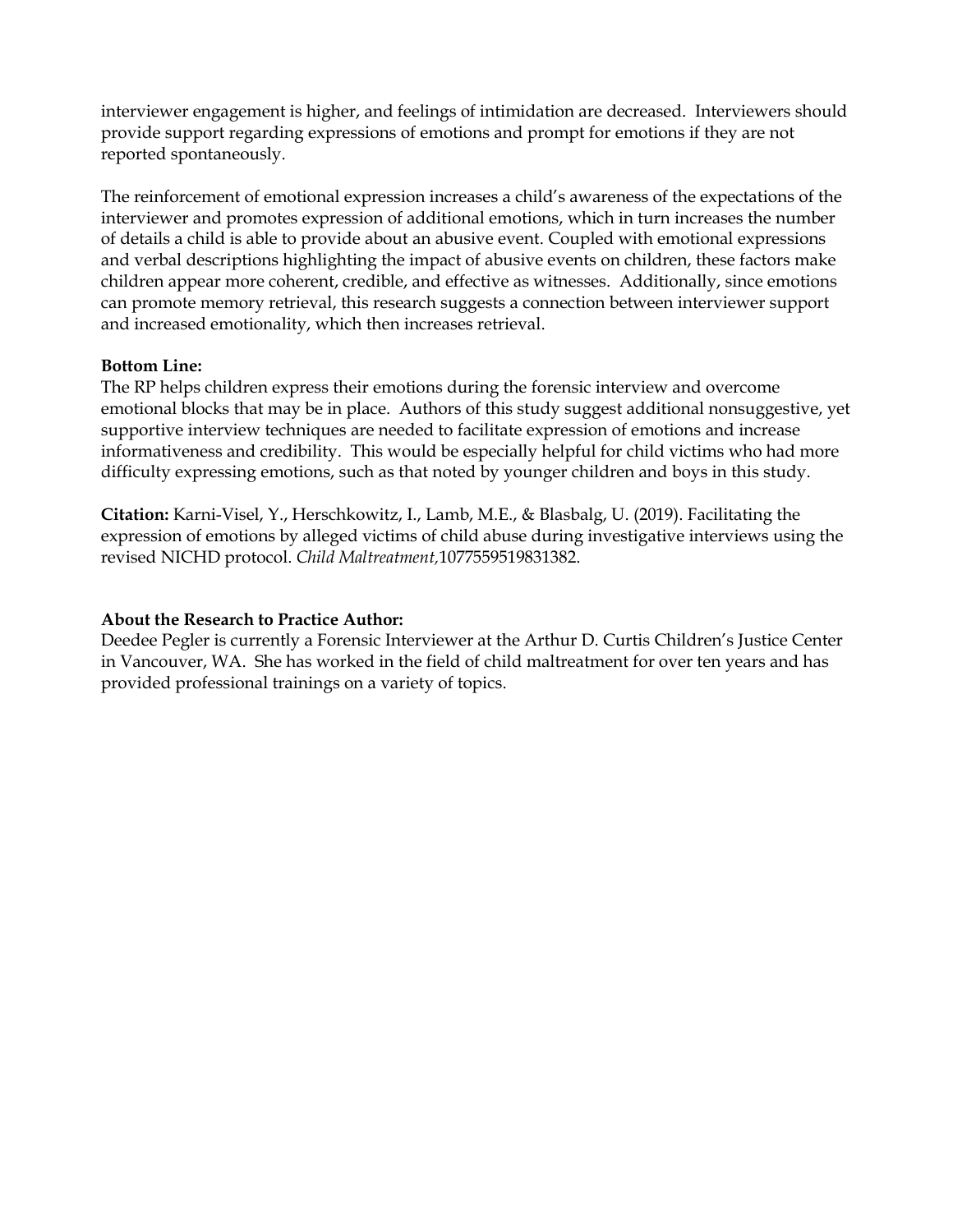interviewer engagement is higher, and feelings of intimidation are decreased. Interviewers should provide support regarding expressions of emotions and prompt for emotions if they are not reported spontaneously.

The reinforcement of emotional expression increases a child's awareness of the expectations of the interviewer and promotes expression of additional emotions, which in turn increases the number of details a child is able to provide about an abusive event. Coupled with emotional expressions and verbal descriptions highlighting the impact of abusive events on children, these factors make children appear more coherent, credible, and effective as witnesses. Additionally, since emotions can promote memory retrieval, this research suggests a connection between interviewer support and increased emotionality, which then increases retrieval.

**Bottom Line:**
The RP helps children express their emotions during the forensic interview and overcome emotional blocks that may be in place. Authors of this study suggest additional nonsuggestive, yet supportive interview techniques are needed to facilitate expression of emotions and increase informativeness and credibility. This would be especially helpful for child victims who had more difficulty expressing emotions, such as that noted by younger children and boys in this study.

**Citation:** Karni-Visel, Y., Herschkowitz, I., Lamb, M.E., & Blasbalg, U. (2019). Facilitating the expression of emotions by alleged victims of child abuse during investigative interviews using the revised NICHD protocol. *Child Maltreatment,*1077559519831382.

**About the Research to Practice Author:**
Deedee Pegler is currently a Forensic Interviewer at the Arthur D. Curtis Children's Justice Center in Vancouver, WA. She has worked in the field of child maltreatment for over ten years and has provided professional trainings on a variety of topics.